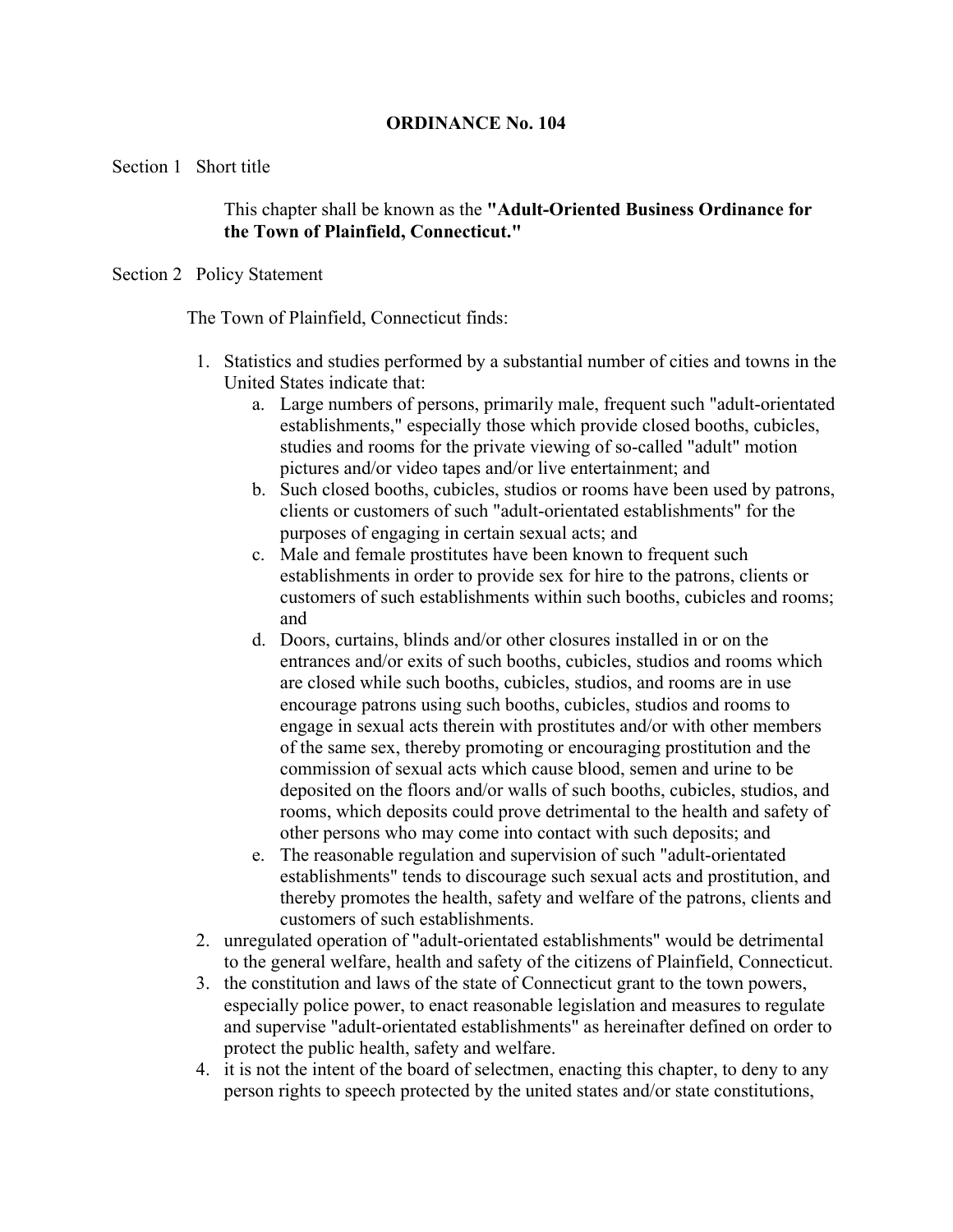# ORDINANCE No. 104

Section 1 Short title

This chapter shall be known as the **"Adult-Oriented Business Ordinance for the Town of Plainfield, Connecticut."**

Section 2 Policy Statement

The Town of Plainfield, Connecticut finds:

1. Statistics and studies performed by a substantial number of cities and towns in the United States indicate that:
   a. Large numbers of persons, primarily male, frequent such "adult-orientated establishments," especially those which provide closed booths, cubicles, studies and rooms for the private viewing of so-called "adult" motion pictures and/or video tapes and/or live entertainment; and
   b. Such closed booths, cubicles, studios or rooms have been used by patrons, clients or customers of such "adult-orientated establishments" for the purposes of engaging in certain sexual acts; and
   c. Male and female prostitutes have been known to frequent such establishments in order to provide sex for hire to the patrons, clients or customers of such establishments within such booths, cubicles and rooms; and
   d. Doors, curtains, blinds and/or other closures installed in or on the entrances and/or exits of such booths, cubicles, studios and rooms which are closed while such booths, cubicles, studios, and rooms are in use encourage patrons using such booths, cubicles, studios and rooms to engage in sexual acts therein with prostitutes and/or with other members of the same sex, thereby promoting or encouraging prostitution and the commission of sexual acts which cause blood, semen and urine to be deposited on the floors and/or walls of such booths, cubicles, studios, and rooms, which deposits could prove detrimental to the health and safety of other persons who may come into contact with such deposits; and
   e. The reasonable regulation and supervision of such "adult-orientated establishments" tends to discourage such sexual acts and prostitution, and thereby promotes the health, safety and welfare of the patrons, clients and customers of such establishments.
2. unregulated operation of "adult-orientated establishments" would be detrimental to the general welfare, health and safety of the citizens of Plainfield, Connecticut.
3. the constitution and laws of the state of Connecticut grant to the town powers, especially police power, to enact reasonable legislation and measures to regulate and supervise "adult-orientated establishments" as hereinafter defined on order to protect the public health, safety and welfare.
4. it is not the intent of the board of selectmen, enacting this chapter, to deny to any person rights to speech protected by the united states and/or state constitutions,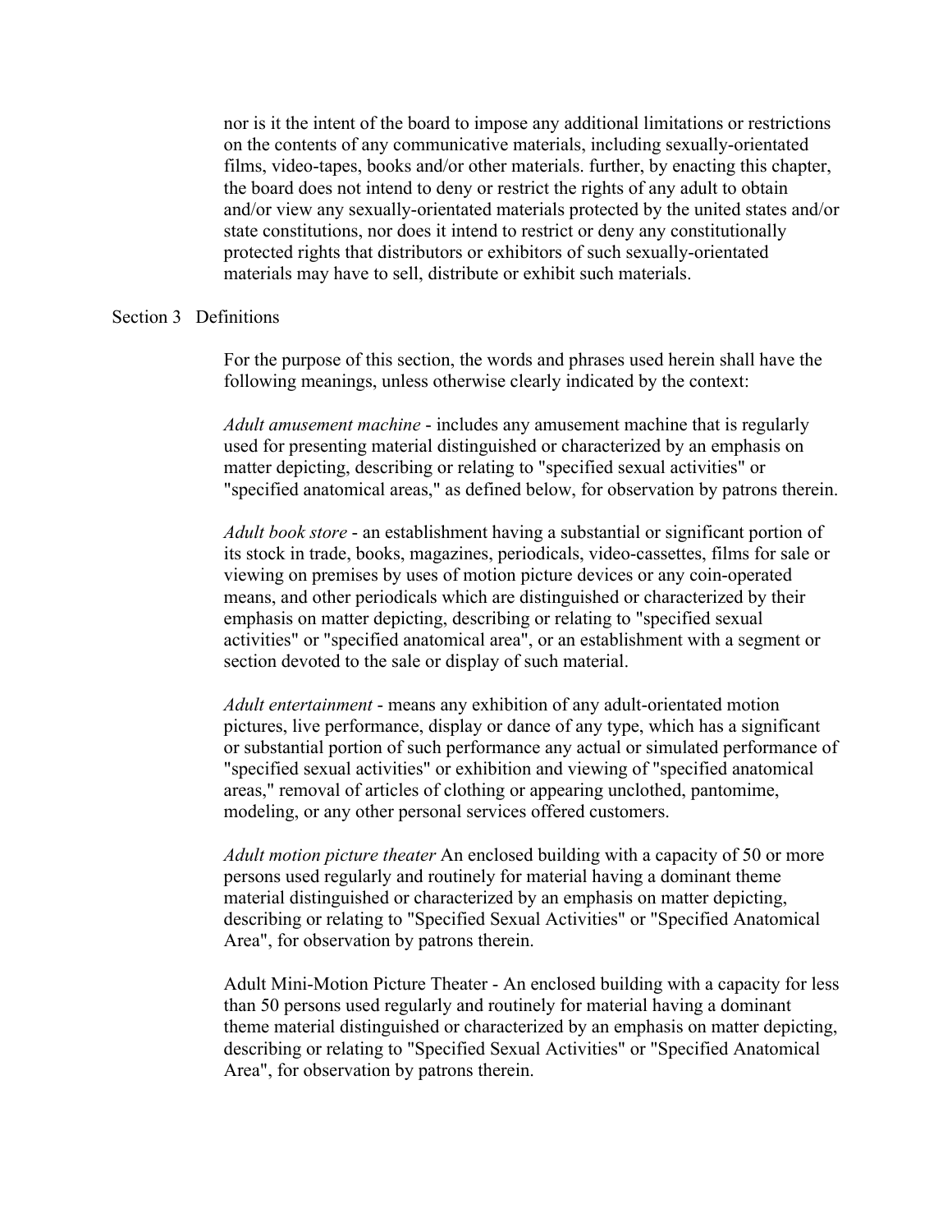nor is it the intent of the board to impose any additional limitations or restrictions on the contents of any communicative materials, including sexually-orientated films, video-tapes, books and/or other materials. further, by enacting this chapter, the board does not intend to deny or restrict the rights of any adult to obtain and/or view any sexually-orientated materials protected by the united states and/or state constitutions, nor does it intend to restrict or deny any constitutionally protected rights that distributors or exhibitors of such sexually-orientated materials may have to sell, distribute or exhibit such materials.

Section 3 Definitions

For the purpose of this section, the words and phrases used herein shall have the following meanings, unless otherwise clearly indicated by the context:

*Adult amusement machine* - includes any amusement machine that is regularly used for presenting material distinguished or characterized by an emphasis on matter depicting, describing or relating to "specified sexual activities" or "specified anatomical areas," as defined below, for observation by patrons therein.

*Adult book store* - an establishment having a substantial or significant portion of its stock in trade, books, magazines, periodicals, video-cassettes, films for sale or viewing on premises by uses of motion picture devices or any coin-operated means, and other periodicals which are distinguished or characterized by their emphasis on matter depicting, describing or relating to "specified sexual activities" or "specified anatomical area", or an establishment with a segment or section devoted to the sale or display of such material.

*Adult entertainment* - means any exhibition of any adult-orientated motion pictures, live performance, display or dance of any type, which has a significant or substantial portion of such performance any actual or simulated performance of "specified sexual activities" or exhibition and viewing of "specified anatomical areas," removal of articles of clothing or appearing unclothed, pantomime, modeling, or any other personal services offered customers.

*Adult motion picture theater* An enclosed building with a capacity of 50 or more persons used regularly and routinely for material having a dominant theme material distinguished or characterized by an emphasis on matter depicting, describing or relating to "Specified Sexual Activities" or "Specified Anatomical Area", for observation by patrons therein.

Adult Mini-Motion Picture Theater - An enclosed building with a capacity for less than 50 persons used regularly and routinely for material having a dominant theme material distinguished or characterized by an emphasis on matter depicting, describing or relating to "Specified Sexual Activities" or "Specified Anatomical Area", for observation by patrons therein.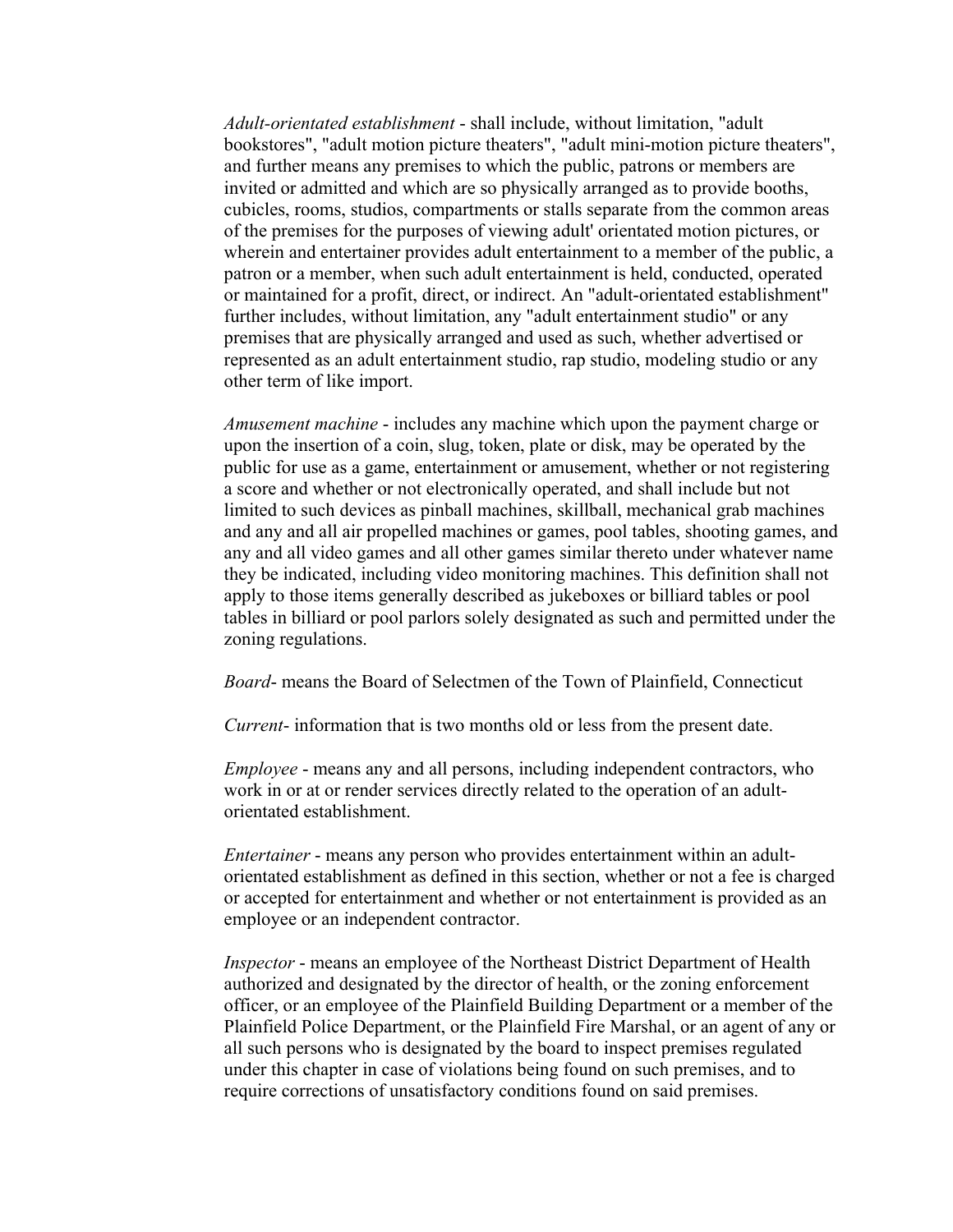*Adult-orientated establishment* - shall include, without limitation, "adult bookstores", "adult motion picture theaters", "adult mini-motion picture theaters", and further means any premises to which the public, patrons or members are invited or admitted and which are so physically arranged as to provide booths, cubicles, rooms, studios, compartments or stalls separate from the common areas of the premises for the purposes of viewing adult' orientated motion pictures, or wherein and entertainer provides adult entertainment to a member of the public, a patron or a member, when such adult entertainment is held, conducted, operated or maintained for a profit, direct, or indirect. An "adult-orientated establishment" further includes, without limitation, any "adult entertainment studio" or any premises that are physically arranged and used as such, whether advertised or represented as an adult entertainment studio, rap studio, modeling studio or any other term of like import.

*Amusement machine* - includes any machine which upon the payment charge or upon the insertion of a coin, slug, token, plate or disk, may be operated by the public for use as a game, entertainment or amusement, whether or not registering a score and whether or not electronically operated, and shall include but not limited to such devices as pinball machines, skillball, mechanical grab machines and any and all air propelled machines or games, pool tables, shooting games, and any and all video games and all other games similar thereto under whatever name they be indicated, including video monitoring machines. This definition shall not apply to those items generally described as jukeboxes or billiard tables or pool tables in billiard or pool parlors solely designated as such and permitted under the zoning regulations.

*Board*- means the Board of Selectmen of the Town of Plainfield, Connecticut

*Current*- information that is two months old or less from the present date.

*Employee* - means any and all persons, including independent contractors, who work in or at or render services directly related to the operation of an adult-orientated establishment.

*Entertainer* - means any person who provides entertainment within an adult-orientated establishment as defined in this section, whether or not a fee is charged or accepted for entertainment and whether or not entertainment is provided as an employee or an independent contractor.

*Inspector* - means an employee of the Northeast District Department of Health authorized and designated by the director of health, or the zoning enforcement officer, or an employee of the Plainfield Building Department or a member of the Plainfield Police Department, or the Plainfield Fire Marshal, or an agent of any or all such persons who is designated by the board to inspect premises regulated under this chapter in case of violations being found on such premises, and to require corrections of unsatisfactory conditions found on said premises.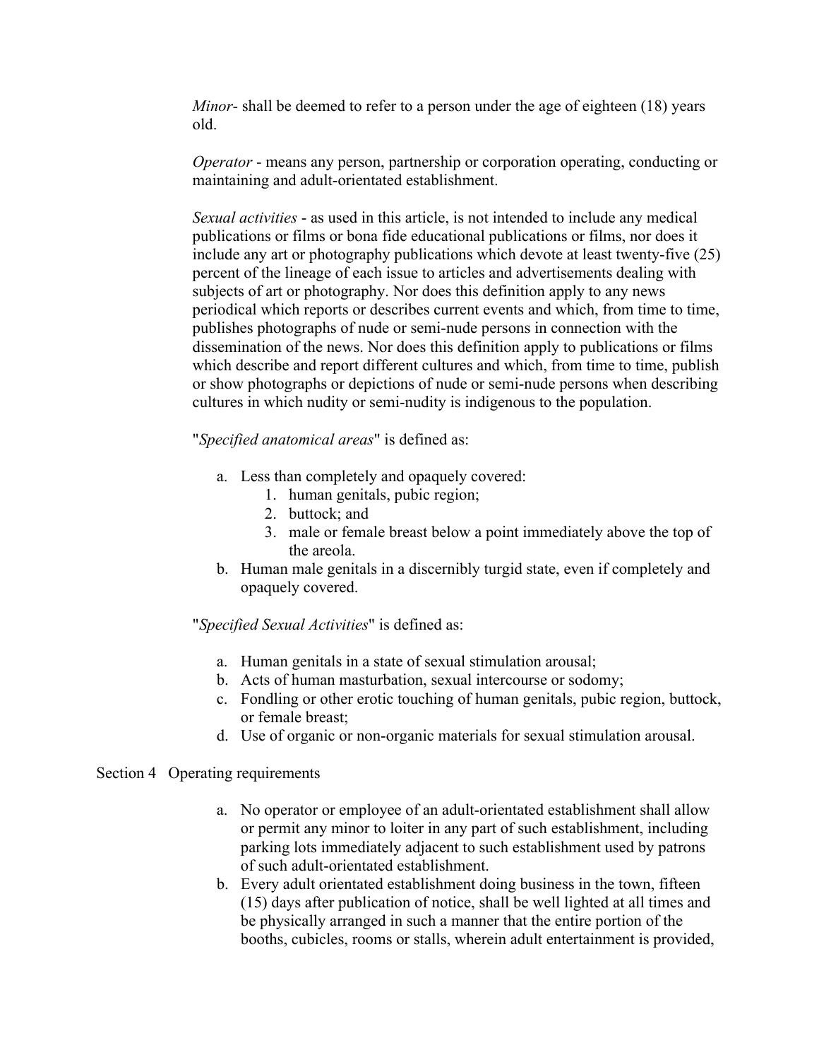*Minor*- shall be deemed to refer to a person under the age of eighteen (18) years old.

*Operator* - means any person, partnership or corporation operating, conducting or maintaining and adult-orientated establishment.

*Sexual activities* - as used in this article, is not intended to include any medical publications or films or bona fide educational publications or films, nor does it include any art or photography publications which devote at least twenty-five (25) percent of the lineage of each issue to articles and advertisements dealing with subjects of art or photography. Nor does this definition apply to any news periodical which reports or describes current events and which, from time to time, publishes photographs of nude or semi-nude persons in connection with the dissemination of the news. Nor does this definition apply to publications or films which describe and report different cultures and which, from time to time, publish or show photographs or depictions of nude or semi-nude persons when describing cultures in which nudity or semi-nudity is indigenous to the population.

"*Specified anatomical areas*" is defined as:

a. Less than completely and opaquely covered:
   1. human genitals, pubic region;
   2. buttock; and
   3. male or female breast below a point immediately above the top of the areola.
b. Human male genitals in a discernibly turgid state, even if completely and opaquely covered.

"*Specified Sexual Activities*" is defined as:

a. Human genitals in a state of sexual stimulation arousal;
b. Acts of human masturbation, sexual intercourse or sodomy;
c. Fondling or other erotic touching of human genitals, pubic region, buttock, or female breast;
d. Use of organic or non-organic materials for sexual stimulation arousal.

Section 4 Operating requirements

a. No operator or employee of an adult-orientated establishment shall allow or permit any minor to loiter in any part of such establishment, including parking lots immediately adjacent to such establishment used by patrons of such adult-orientated establishment.
b. Every adult orientated establishment doing business in the town, fifteen (15) days after publication of notice, shall be well lighted at all times and be physically arranged in such a manner that the entire portion of the booths, cubicles, rooms or stalls, wherein adult entertainment is provided,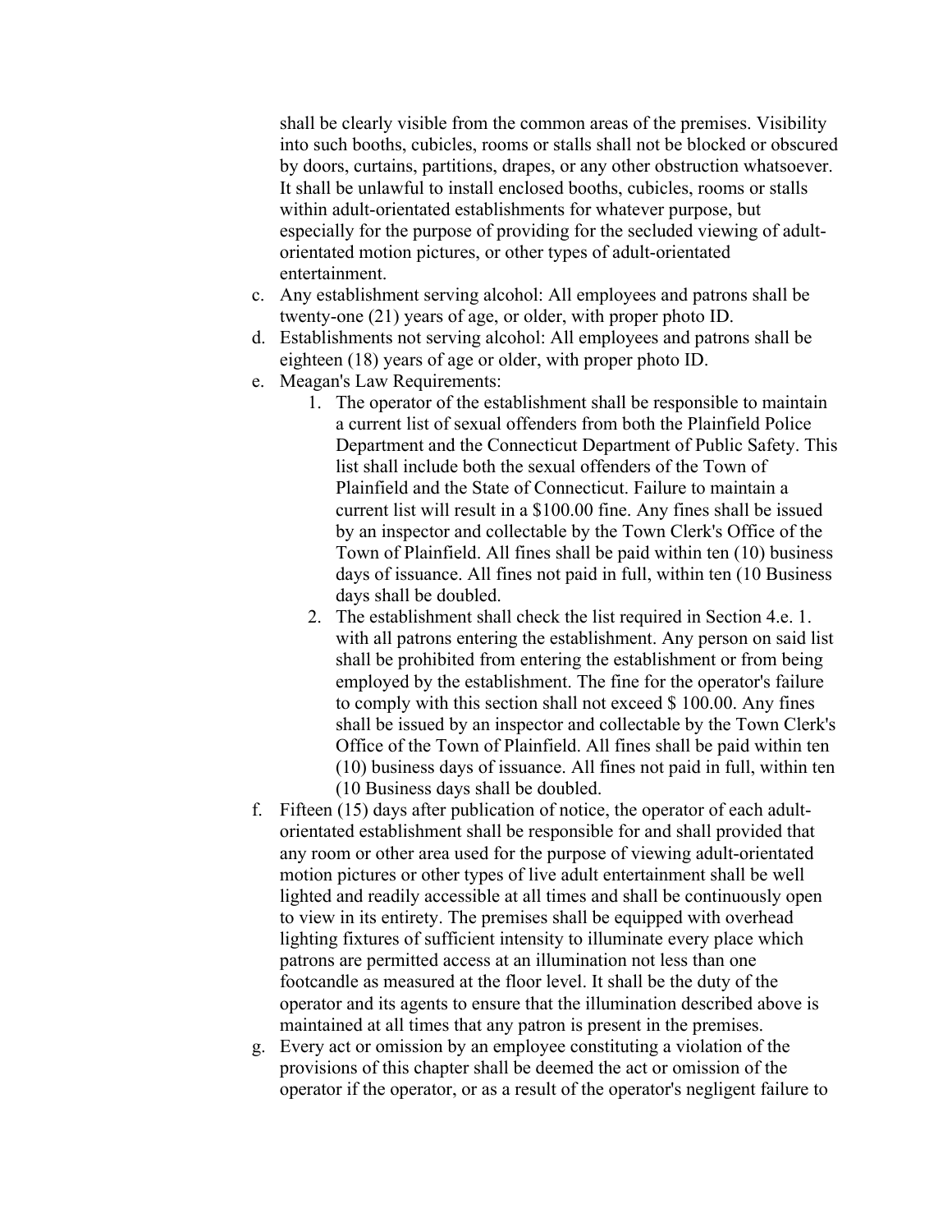shall be clearly visible from the common areas of the premises. Visibility into such booths, cubicles, rooms or stalls shall not be blocked or obscured by doors, curtains, partitions, drapes, or any other obstruction whatsoever. It shall be unlawful to install enclosed booths, cubicles, rooms or stalls within adult-orientated establishments for whatever purpose, but especially for the purpose of providing for the secluded viewing of adult-orientated motion pictures, or other types of adult-orientated entertainment.

c. Any establishment serving alcohol: All employees and patrons shall be twenty-one (21) years of age, or older, with proper photo ID.
d. Establishments not serving alcohol: All employees and patrons shall be eighteen (18) years of age or older, with proper photo ID.
e. Meagan's Law Requirements:
    1. The operator of the establishment shall be responsible to maintain a current list of sexual offenders from both the Plainfield Police Department and the Connecticut Department of Public Safety. This list shall include both the sexual offenders of the Town of Plainfield and the State of Connecticut. Failure to maintain a current list will result in a $100.00 fine. Any fines shall be issued by an inspector and collectable by the Town Clerk's Office of the Town of Plainfield. All fines shall be paid within ten (10) business days of issuance. All fines not paid in full, within ten (10 Business days shall be doubled.
    2. The establishment shall check the list required in Section 4.e. 1. with all patrons entering the establishment. Any person on said list shall be prohibited from entering the establishment or from being employed by the establishment. The fine for the operator's failure to comply with this section shall not exceed $ 100.00. Any fines shall be issued by an inspector and collectable by the Town Clerk's Office of the Town of Plainfield. All fines shall be paid within ten (10) business days of issuance. All fines not paid in full, within ten (10 Business days shall be doubled.
f. Fifteen (15) days after publication of notice, the operator of each adult-orientated establishment shall be responsible for and shall provided that any room or other area used for the purpose of viewing adult-orientated motion pictures or other types of live adult entertainment shall be well lighted and readily accessible at all times and shall be continuously open to view in its entirety. The premises shall be equipped with overhead lighting fixtures of sufficient intensity to illuminate every place which patrons are permitted access at an illumination not less than one footcandle as measured at the floor level. It shall be the duty of the operator and its agents to ensure that the illumination described above is maintained at all times that any patron is present in the premises.
g. Every act or omission by an employee constituting a violation of the provisions of this chapter shall be deemed the act or omission of the operator if the operator, or as a result of the operator's negligent failure to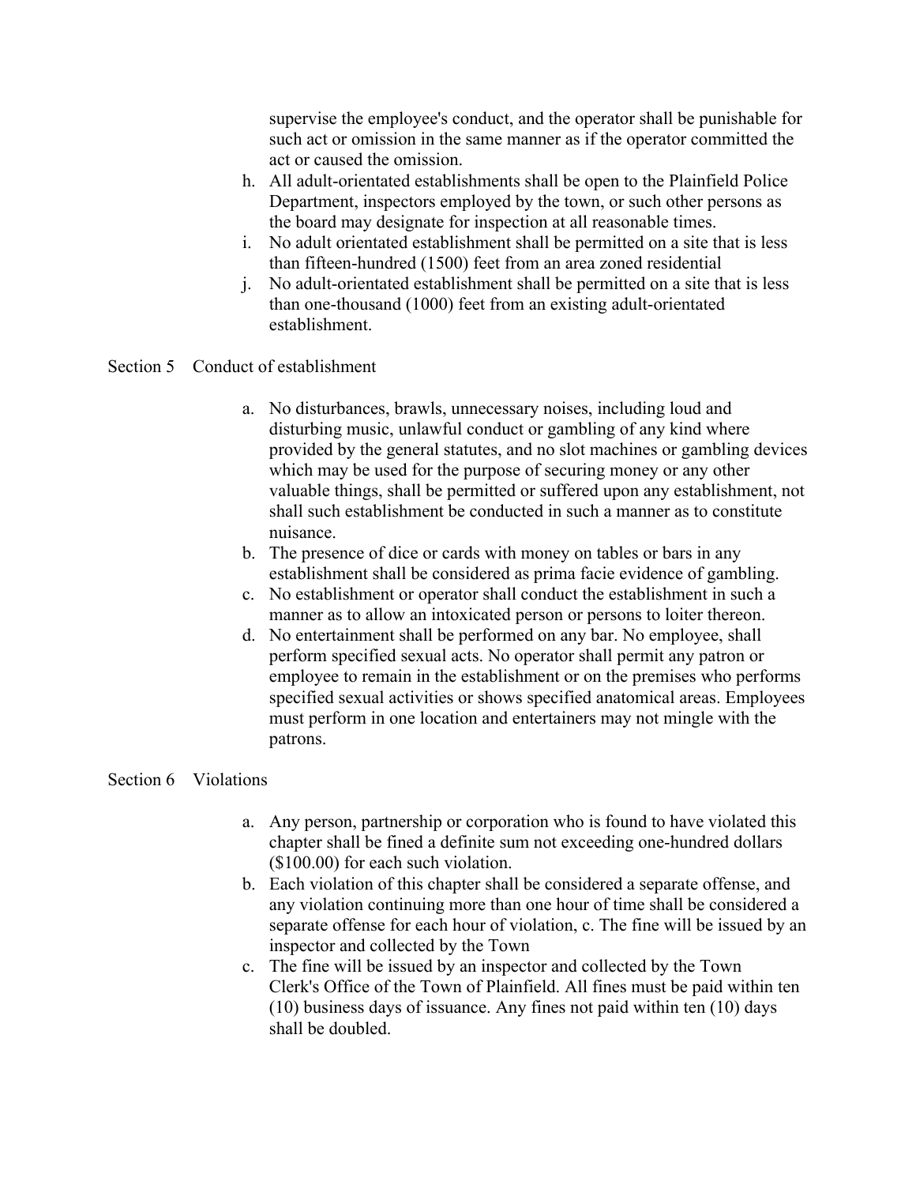supervise the employee's conduct, and the operator shall be punishable for such act or omission in the same manner as if the operator committed the act or caused the omission.

h. All adult-orientated establishments shall be open to the Plainfield Police Department, inspectors employed by the town, or such other persons as the board may designate for inspection at all reasonable times.
i. No adult orientated establishment shall be permitted on a site that is less than fifteen-hundred (1500) feet from an area zoned residential
j. No adult-orientated establishment shall be permitted on a site that is less than one-thousand (1000) feet from an existing adult-orientated establishment.

Section 5 Conduct of establishment

a. No disturbances, brawls, unnecessary noises, including loud and disturbing music, unlawful conduct or gambling of any kind where provided by the general statutes, and no slot machines or gambling devices which may be used for the purpose of securing money or any other valuable things, shall be permitted or suffered upon any establishment, not shall such establishment be conducted in such a manner as to constitute nuisance.
b. The presence of dice or cards with money on tables or bars in any establishment shall be considered as prima facie evidence of gambling.
c. No establishment or operator shall conduct the establishment in such a manner as to allow an intoxicated person or persons to loiter thereon.
d. No entertainment shall be performed on any bar. No employee, shall perform specified sexual acts. No operator shall permit any patron or employee to remain in the establishment or on the premises who performs specified sexual activities or shows specified anatomical areas. Employees must perform in one location and entertainers may not mingle with the patrons.

Section 6 Violations

a. Any person, partnership or corporation who is found to have violated this chapter shall be fined a definite sum not exceeding one-hundred dollars ($100.00) for each such violation.
b. Each violation of this chapter shall be considered a separate offense, and any violation continuing more than one hour of time shall be considered a separate offense for each hour of violation, c. The fine will be issued by an inspector and collected by the Town
c. The fine will be issued by an inspector and collected by the Town Clerk's Office of the Town of Plainfield. All fines must be paid within ten (10) business days of issuance. Any fines not paid within ten (10) days shall be doubled.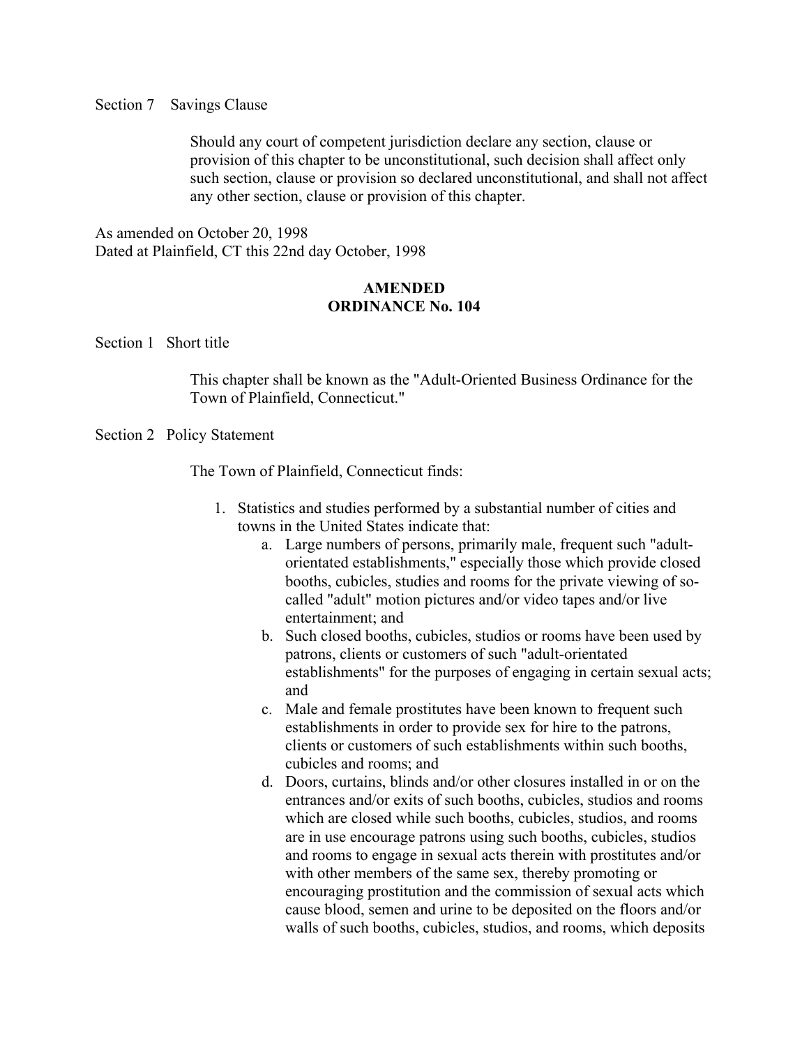Section 7 Savings Clause

Should any court of competent jurisdiction declare any section, clause or provision of this chapter to be unconstitutional, such decision shall affect only such section, clause or provision so declared unconstitutional, and shall not affect any other section, clause or provision of this chapter.

As amended on October 20, 1998
Dated at Plainfield, CT this 22nd day October, 1998

## AMENDED ORDINANCE No. 104

Section 1 Short title

This chapter shall be known as the "Adult-Oriented Business Ordinance for the Town of Plainfield, Connecticut."

Section 2 Policy Statement

The Town of Plainfield, Connecticut finds:

1. Statistics and studies performed by a substantial number of cities and towns in the United States indicate that:
    a. Large numbers of persons, primarily male, frequent such "adult-orientated establishments," especially those which provide closed booths, cubicles, studies and rooms for the private viewing of so-called "adult" motion pictures and/or video tapes and/or live entertainment; and
    b. Such closed booths, cubicles, studios or rooms have been used by patrons, clients or customers of such "adult-orientated establishments" for the purposes of engaging in certain sexual acts; and
    c. Male and female prostitutes have been known to frequent such establishments in order to provide sex for hire to the patrons, clients or customers of such establishments within such booths, cubicles and rooms; and
    d. Doors, curtains, blinds and/or other closures installed in or on the entrances and/or exits of such booths, cubicles, studios and rooms which are closed while such booths, cubicles, studios, and rooms are in use encourage patrons using such booths, cubicles, studios and rooms to engage in sexual acts therein with prostitutes and/or with other members of the same sex, thereby promoting or encouraging prostitution and the commission of sexual acts which cause blood, semen and urine to be deposited on the floors and/or walls of such booths, cubicles, studios, and rooms, which deposits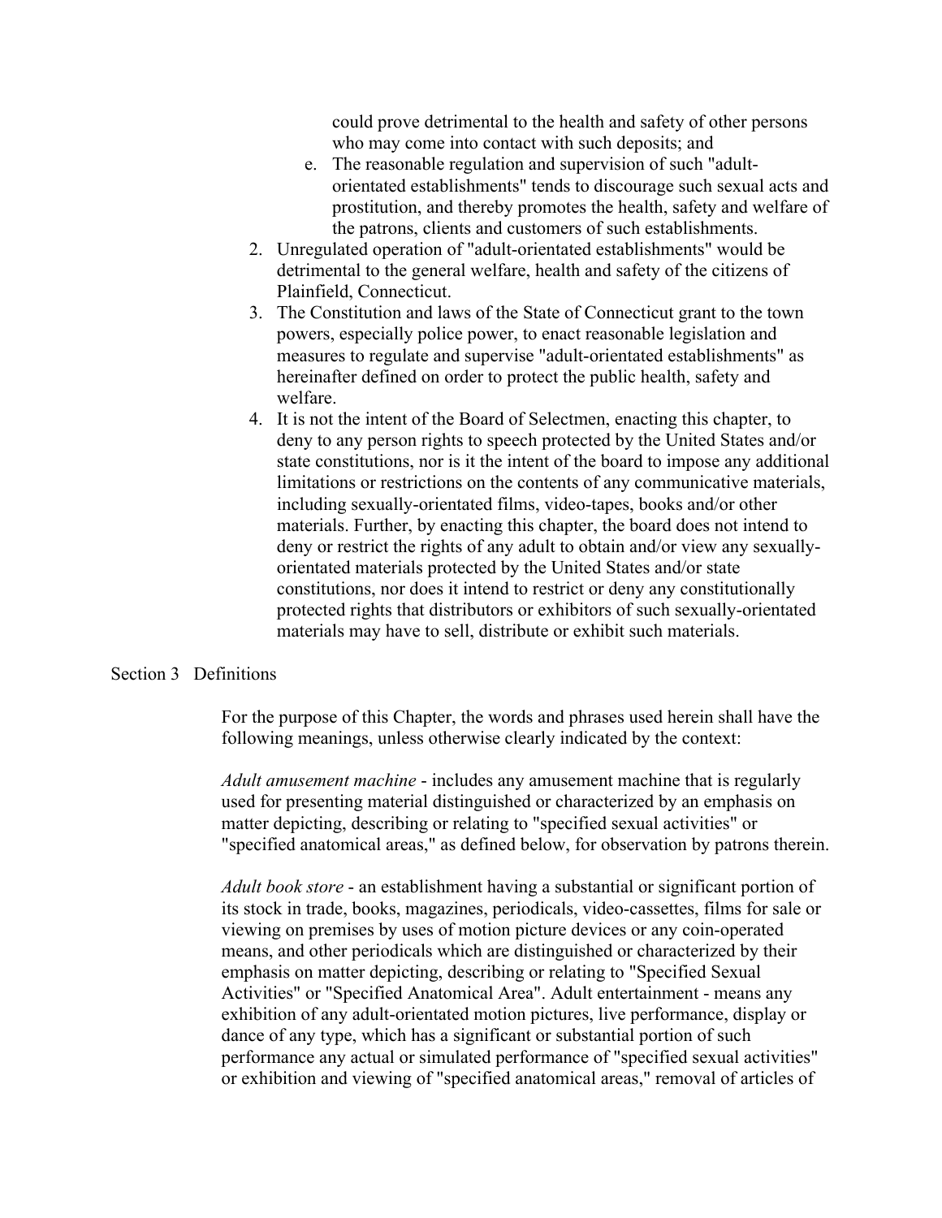could prove detrimental to the health and safety of other persons who may come into contact with such deposits; and

e. The reasonable regulation and supervision of such "adult-orientated establishments" tends to discourage such sexual acts and prostitution, and thereby promotes the health, safety and welfare of the patrons, clients and customers of such establishments.

2. Unregulated operation of "adult-orientated establishments" would be detrimental to the general welfare, health and safety of the citizens of Plainfield, Connecticut.
3. The Constitution and laws of the State of Connecticut grant to the town powers, especially police power, to enact reasonable legislation and measures to regulate and supervise "adult-orientated establishments" as hereinafter defined on order to protect the public health, safety and welfare.
4. It is not the intent of the Board of Selectmen, enacting this chapter, to deny to any person rights to speech protected by the United States and/or state constitutions, nor is it the intent of the board to impose any additional limitations or restrictions on the contents of any communicative materials, including sexually-orientated films, video-tapes, books and/or other materials. Further, by enacting this chapter, the board does not intend to deny or restrict the rights of any adult to obtain and/or view any sexually-orientated materials protected by the United States and/or state constitutions, nor does it intend to restrict or deny any constitutionally protected rights that distributors or exhibitors of such sexually-orientated materials may have to sell, distribute or exhibit such materials.

Section 3 Definitions

For the purpose of this Chapter, the words and phrases used herein shall have the following meanings, unless otherwise clearly indicated by the context:

*Adult amusement machine* - includes any amusement machine that is regularly used for presenting material distinguished or characterized by an emphasis on matter depicting, describing or relating to "specified sexual activities" or "specified anatomical areas," as defined below, for observation by patrons therein.

*Adult book store* - an establishment having a substantial or significant portion of its stock in trade, books, magazines, periodicals, video-cassettes, films for sale or viewing on premises by uses of motion picture devices or any coin-operated means, and other periodicals which are distinguished or characterized by their emphasis on matter depicting, describing or relating to "Specified Sexual Activities" or "Specified Anatomical Area". Adult entertainment - means any exhibition of any adult-orientated motion pictures, live performance, display or dance of any type, which has a significant or substantial portion of such performance any actual or simulated performance of "specified sexual activities" or exhibition and viewing of "specified anatomical areas," removal of articles of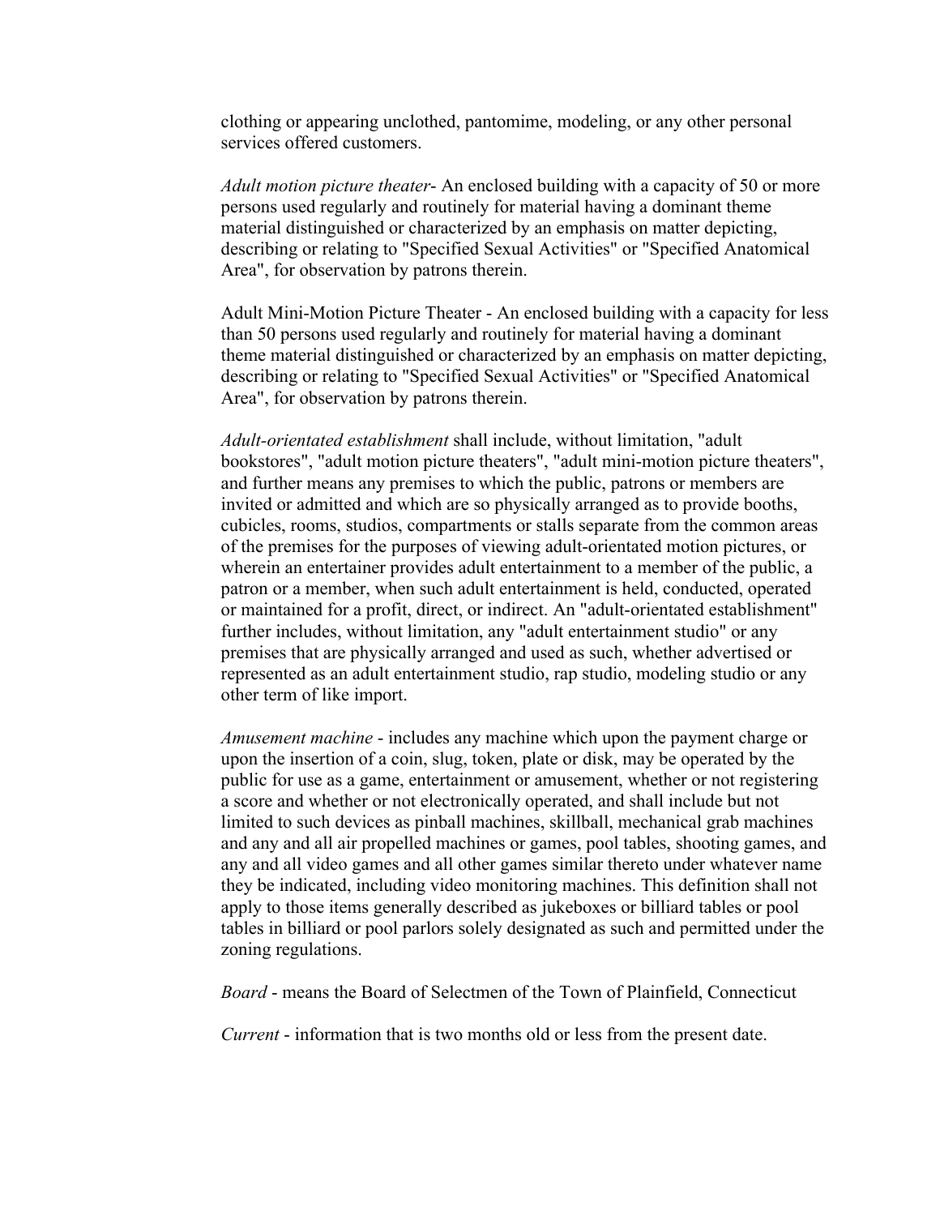clothing or appearing unclothed, pantomime, modeling, or any other personal services offered customers.

*Adult motion picture theater*- An enclosed building with a capacity of 50 or more persons used regularly and routinely for material having a dominant theme material distinguished or characterized by an emphasis on matter depicting, describing or relating to "Specified Sexual Activities" or "Specified Anatomical Area", for observation by patrons therein.

Adult Mini-Motion Picture Theater - An enclosed building with a capacity for less than 50 persons used regularly and routinely for material having a dominant theme material distinguished or characterized by an emphasis on matter depicting, describing or relating to "Specified Sexual Activities" or "Specified Anatomical Area", for observation by patrons therein.

*Adult-orientated establishment* shall include, without limitation, "adult bookstores", "adult motion picture theaters", "adult mini-motion picture theaters", and further means any premises to which the public, patrons or members are invited or admitted and which are so physically arranged as to provide booths, cubicles, rooms, studios, compartments or stalls separate from the common areas of the premises for the purposes of viewing adult-orientated motion pictures, or wherein an entertainer provides adult entertainment to a member of the public, a patron or a member, when such adult entertainment is held, conducted, operated or maintained for a profit, direct, or indirect. An "adult-orientated establishment" further includes, without limitation, any "adult entertainment studio" or any premises that are physically arranged and used as such, whether advertised or represented as an adult entertainment studio, rap studio, modeling studio or any other term of like import.

*Amusement machine* - includes any machine which upon the payment charge or upon the insertion of a coin, slug, token, plate or disk, may be operated by the public for use as a game, entertainment or amusement, whether or not registering a score and whether or not electronically operated, and shall include but not limited to such devices as pinball machines, skillball, mechanical grab machines and any and all air propelled machines or games, pool tables, shooting games, and any and all video games and all other games similar thereto under whatever name they be indicated, including video monitoring machines. This definition shall not apply to those items generally described as jukeboxes or billiard tables or pool tables in billiard or pool parlors solely designated as such and permitted under the zoning regulations.

*Board* - means the Board of Selectmen of the Town of Plainfield, Connecticut

*Current* - information that is two months old or less from the present date.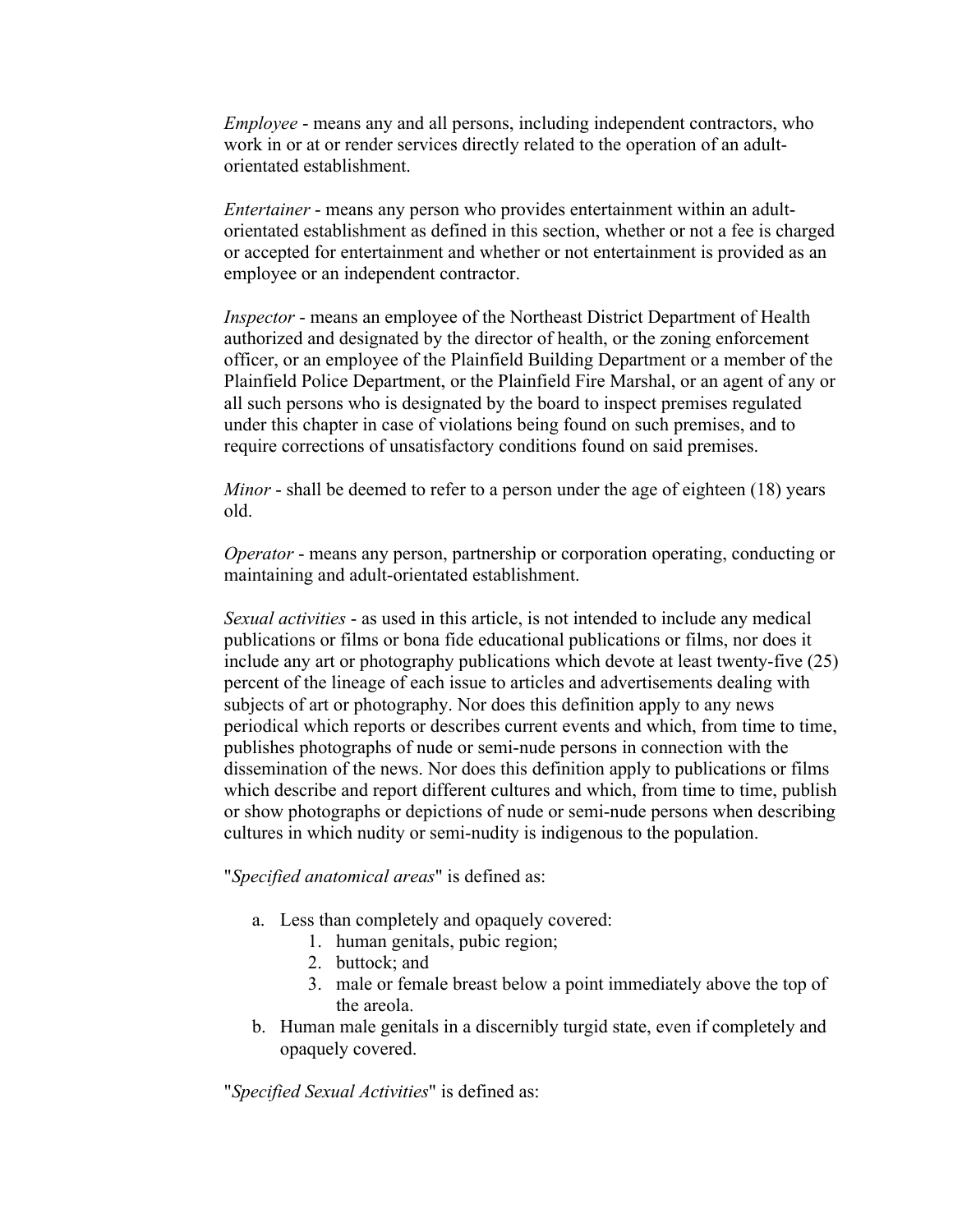*Employee* - means any and all persons, including independent contractors, who work in or at or render services directly related to the operation of an adult-orientated establishment.

*Entertainer* - means any person who provides entertainment within an adult-orientated establishment as defined in this section, whether or not a fee is charged or accepted for entertainment and whether or not entertainment is provided as an employee or an independent contractor.

*Inspector* - means an employee of the Northeast District Department of Health authorized and designated by the director of health, or the zoning enforcement officer, or an employee of the Plainfield Building Department or a member of the Plainfield Police Department, or the Plainfield Fire Marshal, or an agent of any or all such persons who is designated by the board to inspect premises regulated under this chapter in case of violations being found on such premises, and to require corrections of unsatisfactory conditions found on said premises.

*Minor* - shall be deemed to refer to a person under the age of eighteen (18) years old.

*Operator* - means any person, partnership or corporation operating, conducting or maintaining and adult-orientated establishment.

*Sexual activities* - as used in this article, is not intended to include any medical publications or films or bona fide educational publications or films, nor does it include any art or photography publications which devote at least twenty-five (25) percent of the lineage of each issue to articles and advertisements dealing with subjects of art or photography. Nor does this definition apply to any news periodical which reports or describes current events and which, from time to time, publishes photographs of nude or semi-nude persons in connection with the dissemination of the news. Nor does this definition apply to publications or films which describe and report different cultures and which, from time to time, publish or show photographs or depictions of nude or semi-nude persons when describing cultures in which nudity or semi-nudity is indigenous to the population.

"*Specified anatomical areas*" is defined as:

a. Less than completely and opaquely covered:
    1. human genitals, pubic region;
    2. buttock; and
    3. male or female breast below a point immediately above the top of the areola.
b. Human male genitals in a discernibly turgid state, even if completely and opaquely covered.

"*Specified Sexual Activities*" is defined as: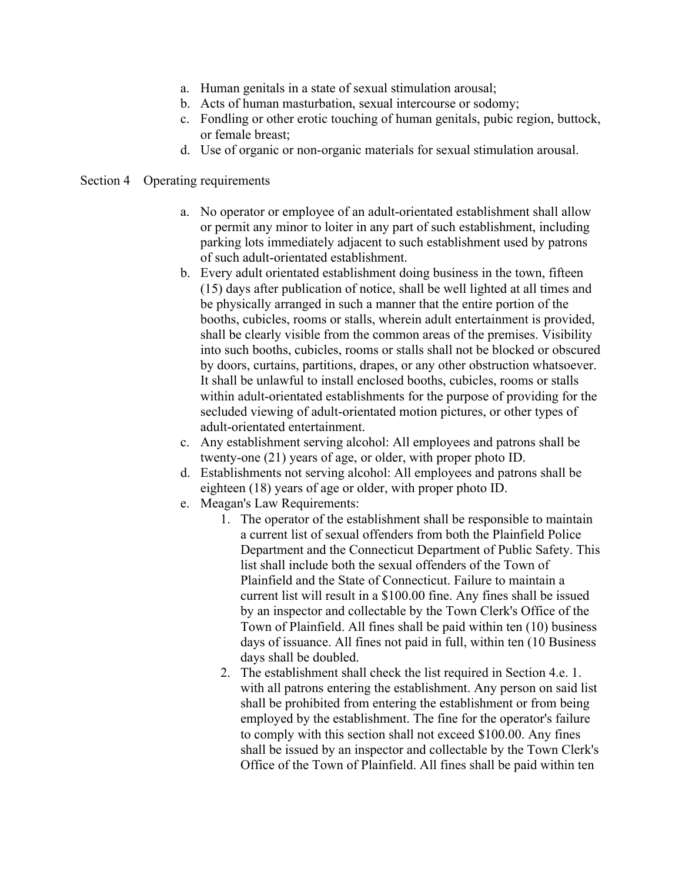a. Human genitals in a state of sexual stimulation arousal;
b. Acts of human masturbation, sexual intercourse or sodomy;
c. Fondling or other erotic touching of human genitals, pubic region, buttock, or female breast;
d. Use of organic or non-organic materials for sexual stimulation arousal.

Section 4 Operating requirements

a. No operator or employee of an adult-orientated establishment shall allow or permit any minor to loiter in any part of such establishment, including parking lots immediately adjacent to such establishment used by patrons of such adult-orientated establishment.
b. Every adult orientated establishment doing business in the town, fifteen (15) days after publication of notice, shall be well lighted at all times and be physically arranged in such a manner that the entire portion of the booths, cubicles, rooms or stalls, wherein adult entertainment is provided, shall be clearly visible from the common areas of the premises. Visibility into such booths, cubicles, rooms or stalls shall not be blocked or obscured by doors, curtains, partitions, drapes, or any other obstruction whatsoever. It shall be unlawful to install enclosed booths, cubicles, rooms or stalls within adult-orientated establishments for the purpose of providing for the secluded viewing of adult-orientated motion pictures, or other types of adult-orientated entertainment.
c. Any establishment serving alcohol: All employees and patrons shall be twenty-one (21) years of age, or older, with proper photo ID.
d. Establishments not serving alcohol: All employees and patrons shall be eighteen (18) years of age or older, with proper photo ID.
e. Meagan's Law Requirements:
    1. The operator of the establishment shall be responsible to maintain a current list of sexual offenders from both the Plainfield Police Department and the Connecticut Department of Public Safety. This list shall include both the sexual offenders of the Town of Plainfield and the State of Connecticut. Failure to maintain a current list will result in a $100.00 fine. Any fines shall be issued by an inspector and collectable by the Town Clerk's Office of the Town of Plainfield. All fines shall be paid within ten (10) business days of issuance. All fines not paid in full, within ten (10 Business days shall be doubled.
    2. The establishment shall check the list required in Section 4.e. 1. with all patrons entering the establishment. Any person on said list shall be prohibited from entering the establishment or from being employed by the establishment. The fine for the operator's failure to comply with this section shall not exceed $100.00. Any fines shall be issued by an inspector and collectable by the Town Clerk's Office of the Town of Plainfield. All fines shall be paid within ten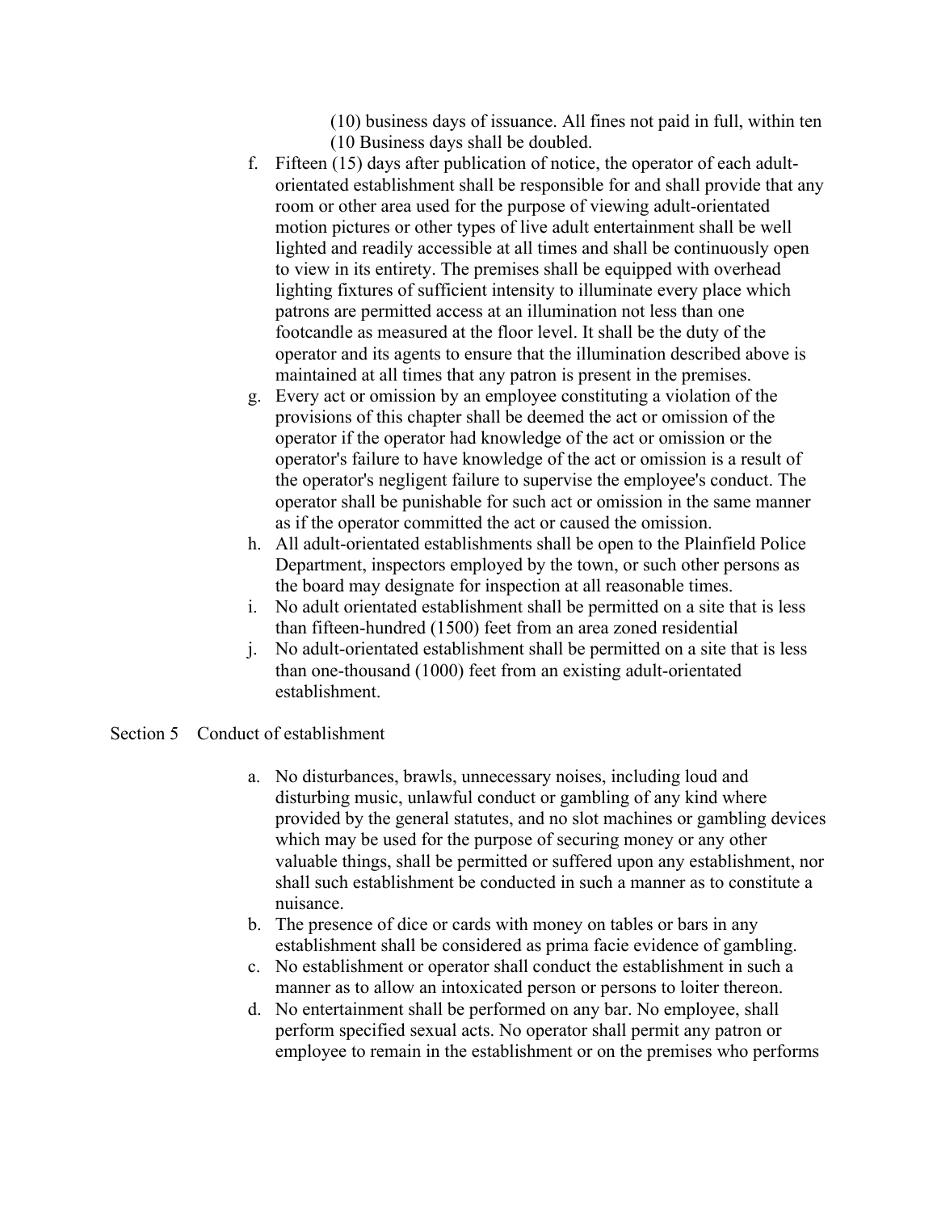(10) business days of issuance. All fines not paid in full, within ten (10 Business days shall be doubled.

f. Fifteen (15) days after publication of notice, the operator of each adult-orientated establishment shall be responsible for and shall provide that any room or other area used for the purpose of viewing adult-orientated motion pictures or other types of live adult entertainment shall be well lighted and readily accessible at all times and shall be continuously open to view in its entirety. The premises shall be equipped with overhead lighting fixtures of sufficient intensity to illuminate every place which patrons are permitted access at an illumination not less than one footcandle as measured at the floor level. It shall be the duty of the operator and its agents to ensure that the illumination described above is maintained at all times that any patron is present in the premises.
g. Every act or omission by an employee constituting a violation of the provisions of this chapter shall be deemed the act or omission of the operator if the operator had knowledge of the act or omission or the operator's failure to have knowledge of the act or omission is a result of the operator's negligent failure to supervise the employee's conduct. The operator shall be punishable for such act or omission in the same manner as if the operator committed the act or caused the omission.
h. All adult-orientated establishments shall be open to the Plainfield Police Department, inspectors employed by the town, or such other persons as the board may designate for inspection at all reasonable times.
i. No adult orientated establishment shall be permitted on a site that is less than fifteen-hundred (1500) feet from an area zoned residential
j. No adult-orientated establishment shall be permitted on a site that is less than one-thousand (1000) feet from an existing adult-orientated establishment.

Section 5 Conduct of establishment

a. No disturbances, brawls, unnecessary noises, including loud and disturbing music, unlawful conduct or gambling of any kind where provided by the general statutes, and no slot machines or gambling devices which may be used for the purpose of securing money or any other valuable things, shall be permitted or suffered upon any establishment, nor shall such establishment be conducted in such a manner as to constitute a nuisance.
b. The presence of dice or cards with money on tables or bars in any establishment shall be considered as prima facie evidence of gambling.
c. No establishment or operator shall conduct the establishment in such a manner as to allow an intoxicated person or persons to loiter thereon.
d. No entertainment shall be performed on any bar. No employee, shall perform specified sexual acts. No operator shall permit any patron or employee to remain in the establishment or on the premises who performs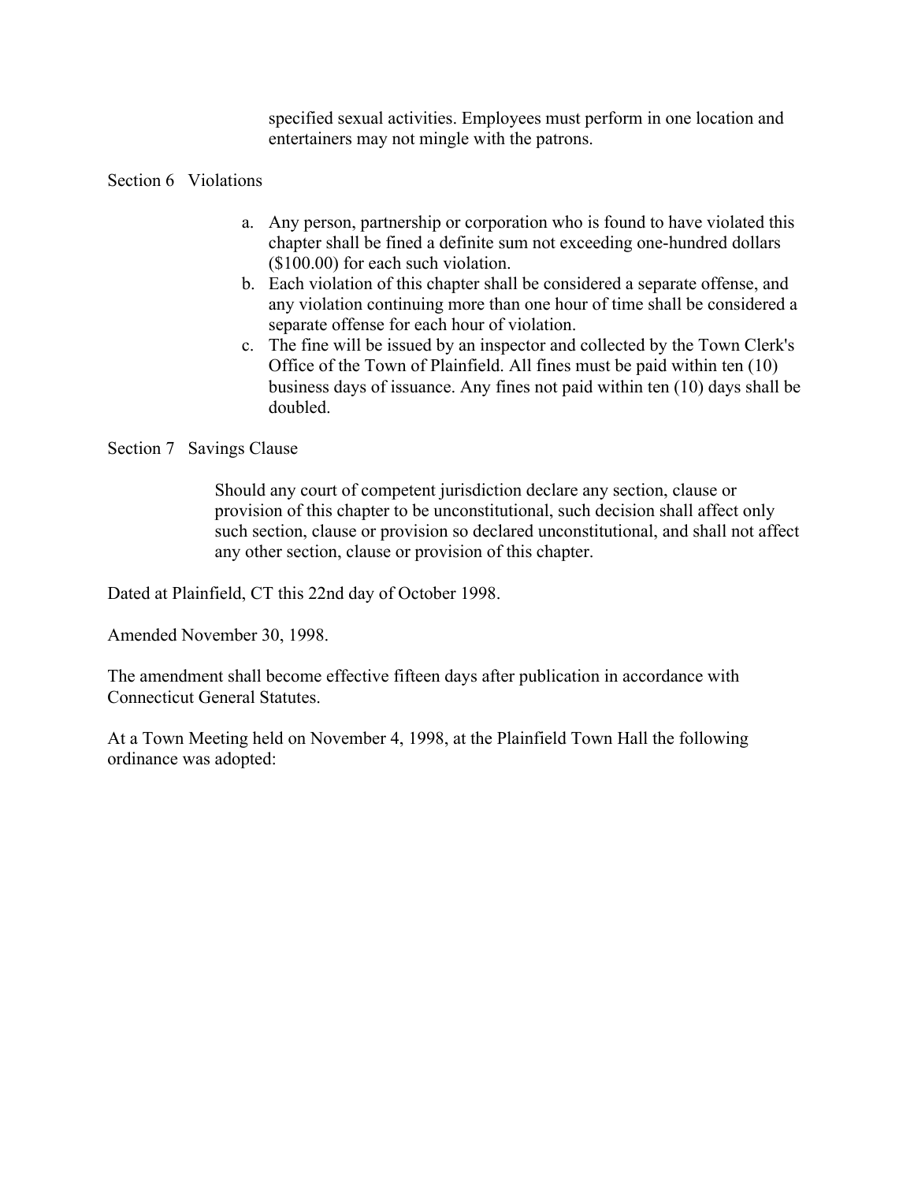specified sexual activities. Employees must perform in one location and entertainers may not mingle with the patrons.

Section 6 Violations

a. Any person, partnership or corporation who is found to have violated this chapter shall be fined a definite sum not exceeding one-hundred dollars ($100.00) for each such violation.
b. Each violation of this chapter shall be considered a separate offense, and any violation continuing more than one hour of time shall be considered a separate offense for each hour of violation.
c. The fine will be issued by an inspector and collected by the Town Clerk's Office of the Town of Plainfield. All fines must be paid within ten (10) business days of issuance. Any fines not paid within ten (10) days shall be doubled.

Section 7 Savings Clause

Should any court of competent jurisdiction declare any section, clause or provision of this chapter to be unconstitutional, such decision shall affect only such section, clause or provision so declared unconstitutional, and shall not affect any other section, clause or provision of this chapter.

Dated at Plainfield, CT this 22nd day of October 1998.

Amended November 30, 1998.

The amendment shall become effective fifteen days after publication in accordance with Connecticut General Statutes.

At a Town Meeting held on November 4, 1998, at the Plainfield Town Hall the following ordinance was adopted: